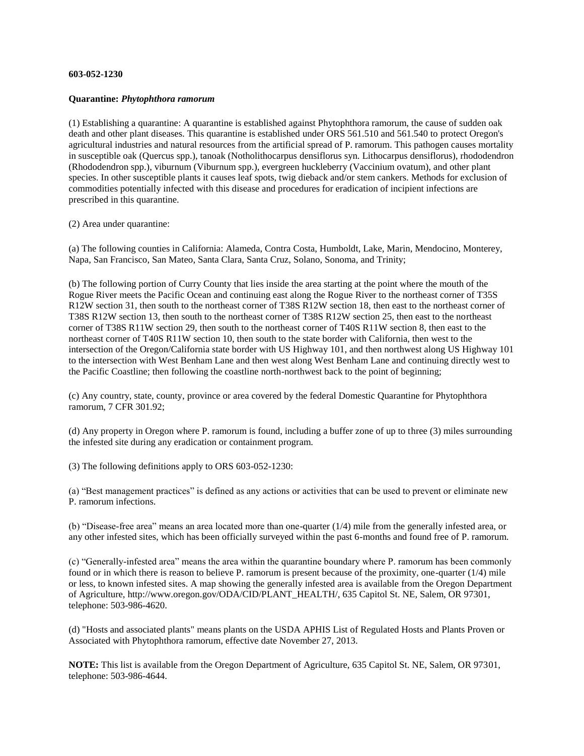**603-052-1230**

**Quarantine: *Phytophthora ramorum***

(1) Establishing a quarantine: A quarantine is established against Phytophthora ramorum, the cause of sudden oak death and other plant diseases. This quarantine is established under ORS 561.510 and 561.540 to protect Oregon's agricultural industries and natural resources from the artificial spread of P. ramorum. This pathogen causes mortality in susceptible oak (Quercus spp.), tanoak (Notholithocarpus densiflorus syn. Lithocarpus densiflorus), rhododendron (Rhododendron spp.), viburnum (Viburnum spp.), evergreen huckleberry (Vaccinium ovatum), and other plant species. In other susceptible plants it causes leaf spots, twig dieback and/or stem cankers. Methods for exclusion of commodities potentially infected with this disease and procedures for eradication of incipient infections are prescribed in this quarantine.

(2) Area under quarantine:

(a) The following counties in California: Alameda, Contra Costa, Humboldt, Lake, Marin, Mendocino, Monterey, Napa, San Francisco, San Mateo, Santa Clara, Santa Cruz, Solano, Sonoma, and Trinity;

(b) The following portion of Curry County that lies inside the area starting at the point where the mouth of the Rogue River meets the Pacific Ocean and continuing east along the Rogue River to the northeast corner of T35S R12W section 31, then south to the northeast corner of T38S R12W section 18, then east to the northeast corner of T38S R12W section 13, then south to the northeast corner of T38S R12W section 25, then east to the northeast corner of T38S R11W section 29, then south to the northeast corner of T40S R11W section 8, then east to the northeast corner of T40S R11W section 10, then south to the state border with California, then west to the intersection of the Oregon/California state border with US Highway 101, and then northwest along US Highway 101 to the intersection with West Benham Lane and then west along West Benham Lane and continuing directly west to the Pacific Coastline; then following the coastline north-northwest back to the point of beginning;

(c) Any country, state, county, province or area covered by the federal Domestic Quarantine for Phytophthora ramorum, 7 CFR 301.92;

(d) Any property in Oregon where P. ramorum is found, including a buffer zone of up to three (3) miles surrounding the infested site during any eradication or containment program.

(3) The following definitions apply to ORS 603-052-1230:

(a) “Best management practices” is defined as any actions or activities that can be used to prevent or eliminate new P. ramorum infections.

(b) “Disease-free area” means an area located more than one-quarter (1/4) mile from the generally infested area, or any other infested sites, which has been officially surveyed within the past 6-months and found free of P. ramorum.

(c) “Generally-infested area” means the area within the quarantine boundary where P. ramorum has been commonly found or in which there is reason to believe P. ramorum is present because of the proximity, one-quarter (1/4) mile or less, to known infested sites. A map showing the generally infested area is available from the Oregon Department of Agriculture, http://www.oregon.gov/ODA/CID/PLANT_HEALTH/, 635 Capitol St. NE, Salem, OR 97301, telephone: 503-986-4620.

(d) "Hosts and associated plants" means plants on the USDA APHIS List of Regulated Hosts and Plants Proven or Associated with Phytophthora ramorum, effective date November 27, 2013.

**NOTE:** This list is available from the Oregon Department of Agriculture, 635 Capitol St. NE, Salem, OR 97301, telephone: 503-986-4644.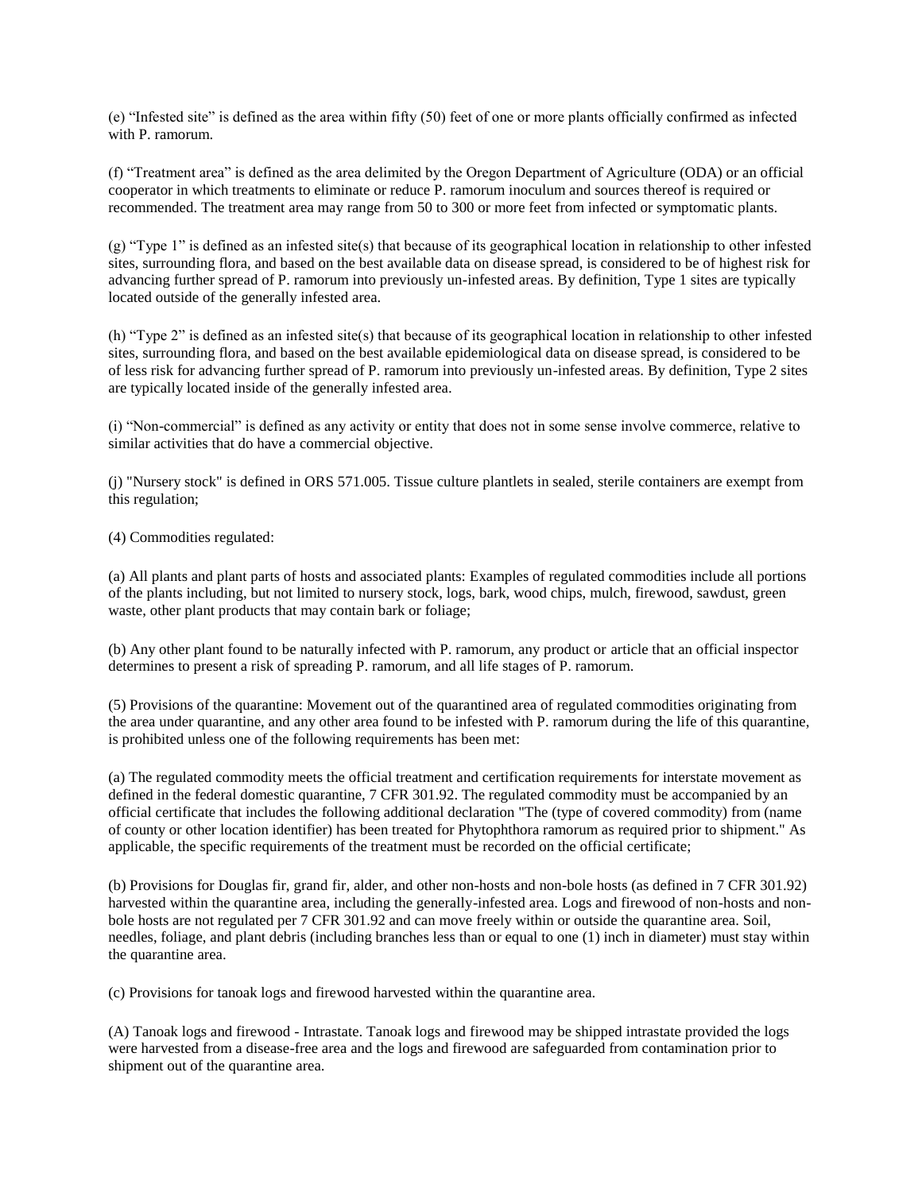(e) "Infested site" is defined as the area within fifty (50) feet of one or more plants officially confirmed as infected with P. ramorum.

(f) "Treatment area" is defined as the area delimited by the Oregon Department of Agriculture (ODA) or an official cooperator in which treatments to eliminate or reduce P. ramorum inoculum and sources thereof is required or recommended. The treatment area may range from 50 to 300 or more feet from infected or symptomatic plants.

(g) "Type 1" is defined as an infested site(s) that because of its geographical location in relationship to other infested sites, surrounding flora, and based on the best available data on disease spread, is considered to be of highest risk for advancing further spread of P. ramorum into previously un-infested areas. By definition, Type 1 sites are typically located outside of the generally infested area.

(h) "Type 2" is defined as an infested site(s) that because of its geographical location in relationship to other infested sites, surrounding flora, and based on the best available epidemiological data on disease spread, is considered to be of less risk for advancing further spread of P. ramorum into previously un-infested areas. By definition, Type 2 sites are typically located inside of the generally infested area.

(i) "Non-commercial" is defined as any activity or entity that does not in some sense involve commerce, relative to similar activities that do have a commercial objective.

(j) "Nursery stock" is defined in ORS 571.005. Tissue culture plantlets in sealed, sterile containers are exempt from this regulation;

(4) Commodities regulated:

(a) All plants and plant parts of hosts and associated plants: Examples of regulated commodities include all portions of the plants including, but not limited to nursery stock, logs, bark, wood chips, mulch, firewood, sawdust, green waste, other plant products that may contain bark or foliage;

(b) Any other plant found to be naturally infected with P. ramorum, any product or article that an official inspector determines to present a risk of spreading P. ramorum, and all life stages of P. ramorum.

(5) Provisions of the quarantine: Movement out of the quarantined area of regulated commodities originating from the area under quarantine, and any other area found to be infested with P. ramorum during the life of this quarantine, is prohibited unless one of the following requirements has been met:

(a) The regulated commodity meets the official treatment and certification requirements for interstate movement as defined in the federal domestic quarantine, 7 CFR 301.92. The regulated commodity must be accompanied by an official certificate that includes the following additional declaration "The (type of covered commodity) from (name of county or other location identifier) has been treated for Phytophthora ramorum as required prior to shipment." As applicable, the specific requirements of the treatment must be recorded on the official certificate;

(b) Provisions for Douglas fir, grand fir, alder, and other non-hosts and non-bole hosts (as defined in 7 CFR 301.92) harvested within the quarantine area, including the generally-infested area. Logs and firewood of non-hosts and non-bole hosts are not regulated per 7 CFR 301.92 and can move freely within or outside the quarantine area. Soil, needles, foliage, and plant debris (including branches less than or equal to one (1) inch in diameter) must stay within the quarantine area.

(c) Provisions for tanoak logs and firewood harvested within the quarantine area.

(A) Tanoak logs and firewood - Intrastate. Tanoak logs and firewood may be shipped intrastate provided the logs were harvested from a disease-free area and the logs and firewood are safeguarded from contamination prior to shipment out of the quarantine area.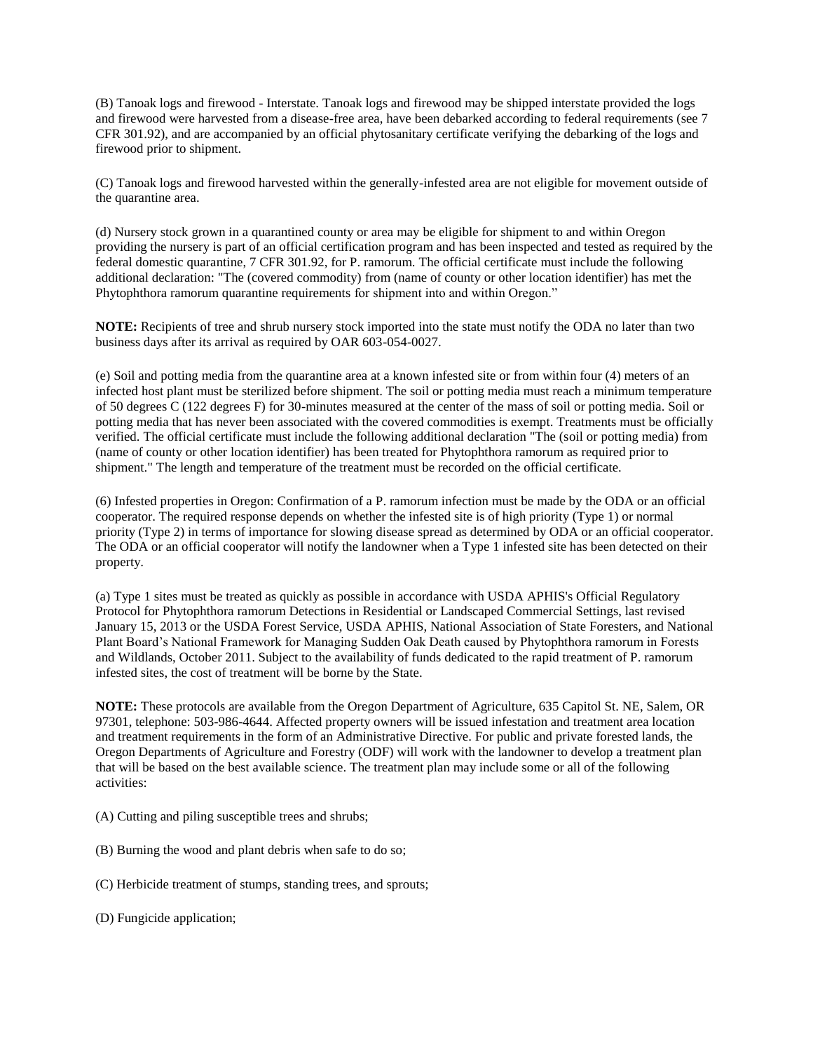(B) Tanoak logs and firewood - Interstate. Tanoak logs and firewood may be shipped interstate provided the logs and firewood were harvested from a disease-free area, have been debarked according to federal requirements (see 7 CFR 301.92), and are accompanied by an official phytosanitary certificate verifying the debarking of the logs and firewood prior to shipment.

(C) Tanoak logs and firewood harvested within the generally-infested area are not eligible for movement outside of the quarantine area.

(d) Nursery stock grown in a quarantined county or area may be eligible for shipment to and within Oregon providing the nursery is part of an official certification program and has been inspected and tested as required by the federal domestic quarantine, 7 CFR 301.92, for P. ramorum. The official certificate must include the following additional declaration: "The (covered commodity) from (name of county or other location identifier) has met the Phytophthora ramorum quarantine requirements for shipment into and within Oregon."

**NOTE:** Recipients of tree and shrub nursery stock imported into the state must notify the ODA no later than two business days after its arrival as required by OAR 603-054-0027.

(e) Soil and potting media from the quarantine area at a known infested site or from within four (4) meters of an infected host plant must be sterilized before shipment. The soil or potting media must reach a minimum temperature of 50 degrees C (122 degrees F) for 30-minutes measured at the center of the mass of soil or potting media. Soil or potting media that has never been associated with the covered commodities is exempt. Treatments must be officially verified. The official certificate must include the following additional declaration "The (soil or potting media) from (name of county or other location identifier) has been treated for Phytophthora ramorum as required prior to shipment." The length and temperature of the treatment must be recorded on the official certificate.

(6) Infested properties in Oregon: Confirmation of a P. ramorum infection must be made by the ODA or an official cooperator. The required response depends on whether the infested site is of high priority (Type 1) or normal priority (Type 2) in terms of importance for slowing disease spread as determined by ODA or an official cooperator. The ODA or an official cooperator will notify the landowner when a Type 1 infested site has been detected on their property.

(a) Type 1 sites must be treated as quickly as possible in accordance with USDA APHIS's Official Regulatory Protocol for Phytophthora ramorum Detections in Residential or Landscaped Commercial Settings, last revised January 15, 2013 or the USDA Forest Service, USDA APHIS, National Association of State Foresters, and National Plant Board's National Framework for Managing Sudden Oak Death caused by Phytophthora ramorum in Forests and Wildlands, October 2011. Subject to the availability of funds dedicated to the rapid treatment of P. ramorum infested sites, the cost of treatment will be borne by the State.

**NOTE:** These protocols are available from the Oregon Department of Agriculture, 635 Capitol St. NE, Salem, OR 97301, telephone: 503-986-4644. Affected property owners will be issued infestation and treatment area location and treatment requirements in the form of an Administrative Directive. For public and private forested lands, the Oregon Departments of Agriculture and Forestry (ODF) will work with the landowner to develop a treatment plan that will be based on the best available science. The treatment plan may include some or all of the following activities:

(A) Cutting and piling susceptible trees and shrubs;

(B) Burning the wood and plant debris when safe to do so;

(C) Herbicide treatment of stumps, standing trees, and sprouts;

(D) Fungicide application;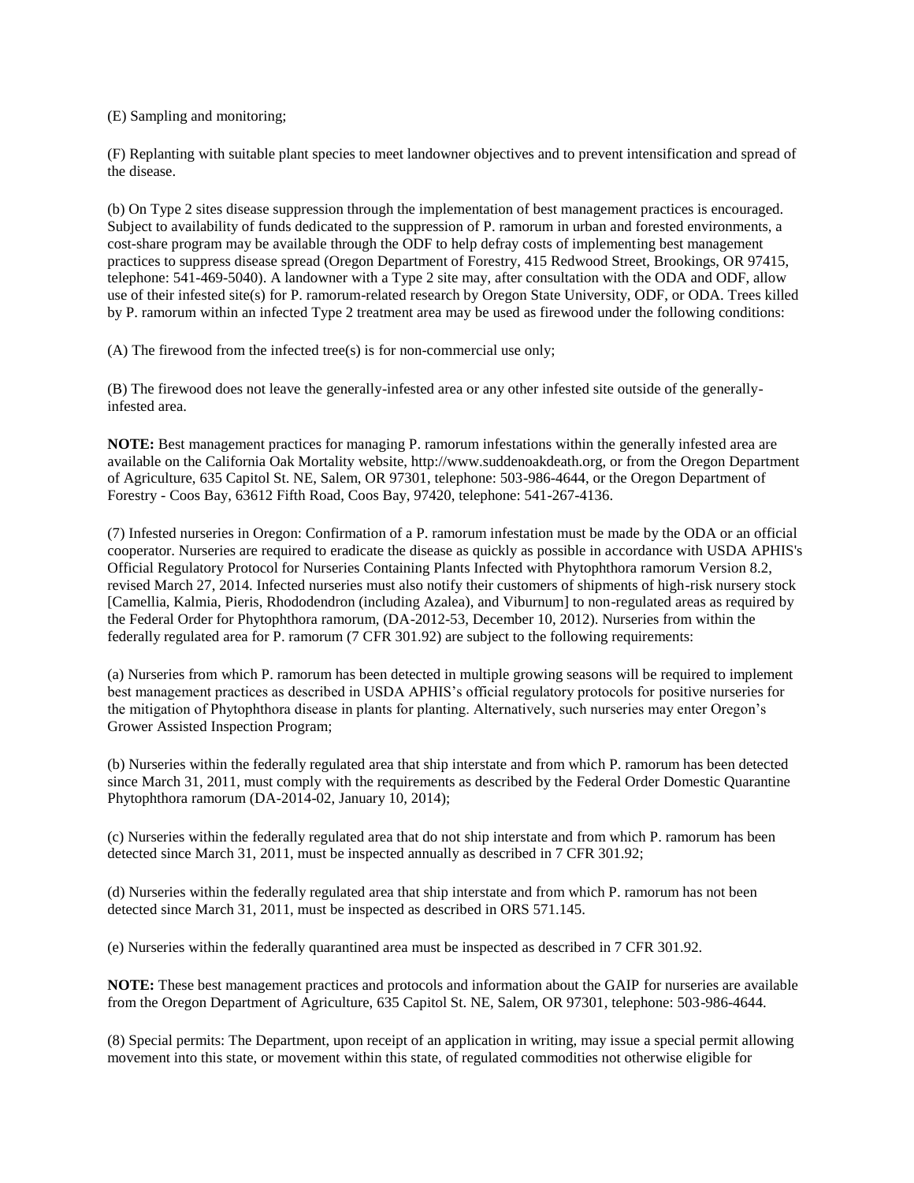(E) Sampling and monitoring;

(F) Replanting with suitable plant species to meet landowner objectives and to prevent intensification and spread of the disease.

(b) On Type 2 sites disease suppression through the implementation of best management practices is encouraged. Subject to availability of funds dedicated to the suppression of P. ramorum in urban and forested environments, a cost-share program may be available through the ODF to help defray costs of implementing best management practices to suppress disease spread (Oregon Department of Forestry, 415 Redwood Street, Brookings, OR 97415, telephone: 541-469-5040). A landowner with a Type 2 site may, after consultation with the ODA and ODF, allow use of their infested site(s) for P. ramorum-related research by Oregon State University, ODF, or ODA. Trees killed by P. ramorum within an infected Type 2 treatment area may be used as firewood under the following conditions:

(A) The firewood from the infected tree(s) is for non-commercial use only;

(B) The firewood does not leave the generally-infested area or any other infested site outside of the generally-infested area.

**NOTE:** Best management practices for managing P. ramorum infestations within the generally infested area are available on the California Oak Mortality website, http://www.suddenoakdeath.org, or from the Oregon Department of Agriculture, 635 Capitol St. NE, Salem, OR 97301, telephone: 503-986-4644, or the Oregon Department of Forestry - Coos Bay, 63612 Fifth Road, Coos Bay, 97420, telephone: 541-267-4136.

(7) Infested nurseries in Oregon: Confirmation of a P. ramorum infestation must be made by the ODA or an official cooperator. Nurseries are required to eradicate the disease as quickly as possible in accordance with USDA APHIS's Official Regulatory Protocol for Nurseries Containing Plants Infected with Phytophthora ramorum Version 8.2, revised March 27, 2014. Infected nurseries must also notify their customers of shipments of high-risk nursery stock [Camellia, Kalmia, Pieris, Rhododendron (including Azalea), and Viburnum] to non-regulated areas as required by the Federal Order for Phytophthora ramorum, (DA-2012-53, December 10, 2012). Nurseries from within the federally regulated area for P. ramorum (7 CFR 301.92) are subject to the following requirements:

(a) Nurseries from which P. ramorum has been detected in multiple growing seasons will be required to implement best management practices as described in USDA APHIS's official regulatory protocols for positive nurseries for the mitigation of Phytophthora disease in plants for planting. Alternatively, such nurseries may enter Oregon's Grower Assisted Inspection Program;

(b) Nurseries within the federally regulated area that ship interstate and from which P. ramorum has been detected since March 31, 2011, must comply with the requirements as described by the Federal Order Domestic Quarantine Phytophthora ramorum (DA-2014-02, January 10, 2014);

(c) Nurseries within the federally regulated area that do not ship interstate and from which P. ramorum has been detected since March 31, 2011, must be inspected annually as described in 7 CFR 301.92;

(d) Nurseries within the federally regulated area that ship interstate and from which P. ramorum has not been detected since March 31, 2011, must be inspected as described in ORS 571.145.

(e) Nurseries within the federally quarantined area must be inspected as described in 7 CFR 301.92.

**NOTE:** These best management practices and protocols and information about the GAIP for nurseries are available from the Oregon Department of Agriculture, 635 Capitol St. NE, Salem, OR 97301, telephone: 503-986-4644.

(8) Special permits: The Department, upon receipt of an application in writing, may issue a special permit allowing movement into this state, or movement within this state, of regulated commodities not otherwise eligible for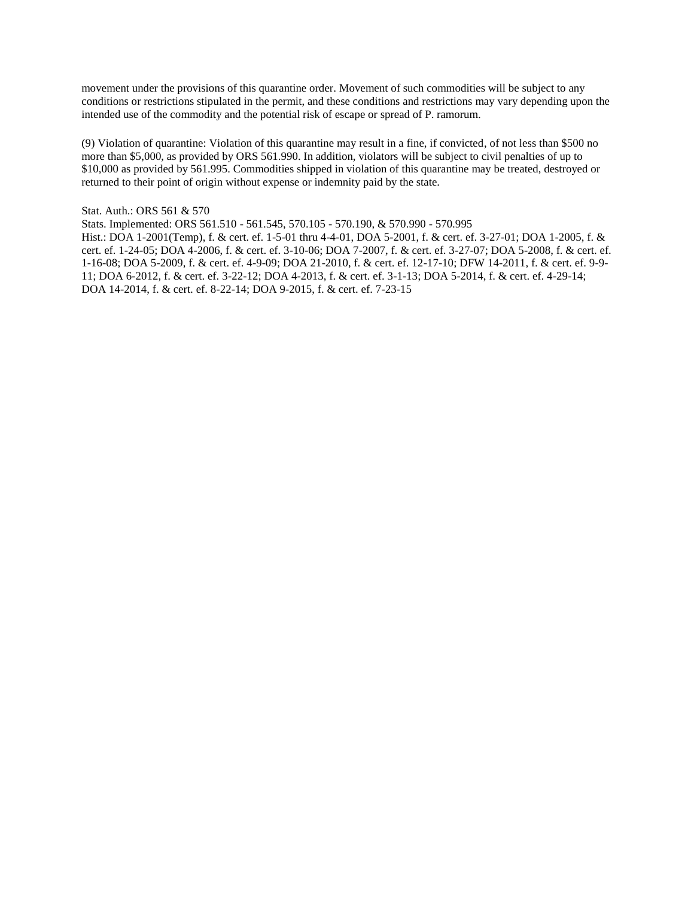movement under the provisions of this quarantine order. Movement of such commodities will be subject to any conditions or restrictions stipulated in the permit, and these conditions and restrictions may vary depending upon the intended use of the commodity and the potential risk of escape or spread of P. ramorum.

(9) Violation of quarantine: Violation of this quarantine may result in a fine, if convicted, of not less than $500 no more than $5,000, as provided by ORS 561.990. In addition, violators will be subject to civil penalties of up to $10,000 as provided by 561.995. Commodities shipped in violation of this quarantine may be treated, destroyed or returned to their point of origin without expense or indemnity paid by the state.

Stat. Auth.: ORS 561 & 570
Stats. Implemented: ORS 561.510 - 561.545, 570.105 - 570.190, & 570.990 - 570.995
Hist.: DOA 1-2001(Temp), f. & cert. ef. 1-5-01 thru 4-4-01, DOA 5-2001, f. & cert. ef. 3-27-01; DOA 1-2005, f. & cert. ef. 1-24-05; DOA 4-2006, f. & cert. ef. 3-10-06; DOA 7-2007, f. & cert. ef. 3-27-07; DOA 5-2008, f. & cert. ef. 1-16-08; DOA 5-2009, f. & cert. ef. 4-9-09; DOA 21-2010, f. & cert. ef. 12-17-10; DFW 14-2011, f. & cert. ef. 9-9-11; DOA 6-2012, f. & cert. ef. 3-22-12; DOA 4-2013, f. & cert. ef. 3-1-13; DOA 5-2014, f. & cert. ef. 4-29-14; DOA 14-2014, f. & cert. ef. 8-22-14; DOA 9-2015, f. & cert. ef. 7-23-15